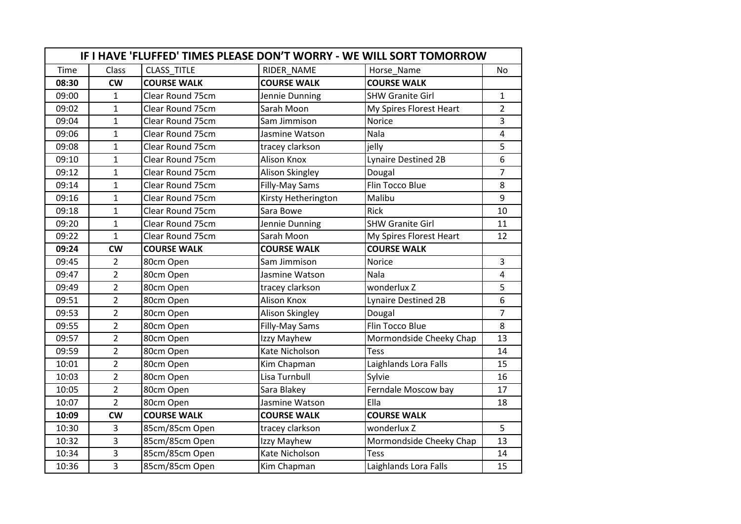| IF I HAVE 'FLUFFED' TIMES PLEASE DON'T WORRY - WE WILL SORT TOMORROW | | | | | |
|---|---|---|---|---|---|
| Time | Class | CLASS_TITLE | RIDER_NAME | Horse_Name | No |
| **08:30** | **CW** | **COURSE WALK** | **COURSE WALK** | **COURSE WALK** | |
| 09:00 | 1 | Clear Round 75cm | Jennie Dunning | SHW Granite Girl | 1 |
| 09:02 | 1 | Clear Round 75cm | Sarah Moon | My Spires Florest Heart | 2 |
| 09:04 | 1 | Clear Round 75cm | Sam Jimmison | Norice | 3 |
| 09:06 | 1 | Clear Round 75cm | Jasmine Watson | Nala | 4 |
| 09:08 | 1 | Clear Round 75cm | tracey clarkson | jelly | 5 |
| 09:10 | 1 | Clear Round 75cm | Alison Knox | Lynaire Destined 2B | 6 |
| 09:12 | 1 | Clear Round 75cm | Alison Skingley | Dougal | 7 |
| 09:14 | 1 | Clear Round 75cm | Filly-May Sams | Flin Tocco Blue | 8 |
| 09:16 | 1 | Clear Round 75cm | Kirsty Hetherington | Malibu | 9 |
| 09:18 | 1 | Clear Round 75cm | Sara Bowe | Rick | 10 |
| 09:20 | 1 | Clear Round 75cm | Jennie Dunning | SHW Granite Girl | 11 |
| 09:22 | 1 | Clear Round 75cm | Sarah Moon | My Spires Florest Heart | 12 |
| **09:24** | **CW** | **COURSE WALK** | **COURSE WALK** | **COURSE WALK** | |
| 09:45 | 2 | 80cm Open | Sam Jimmison | Norice | 3 |
| 09:47 | 2 | 80cm Open | Jasmine Watson | Nala | 4 |
| 09:49 | 2 | 80cm Open | tracey clarkson | wonderlux Z | 5 |
| 09:51 | 2 | 80cm Open | Alison Knox | Lynaire Destined 2B | 6 |
| 09:53 | 2 | 80cm Open | Alison Skingley | Dougal | 7 |
| 09:55 | 2 | 80cm Open | Filly-May Sams | Flin Tocco Blue | 8 |
| 09:57 | 2 | 80cm Open | Izzy Mayhew | Mormondside Cheeky Chap | 13 |
| 09:59 | 2 | 80cm Open | Kate Nicholson | Tess | 14 |
| 10:01 | 2 | 80cm Open | Kim Chapman | Laighlands Lora Falls | 15 |
| 10:03 | 2 | 80cm Open | Lisa Turnbull | Sylvie | 16 |
| 10:05 | 2 | 80cm Open | Sara Blakey | Ferndale Moscow bay | 17 |
| 10:07 | 2 | 80cm Open | Jasmine Watson | Ella | 18 |
| **10:09** | **CW** | **COURSE WALK** | **COURSE WALK** | **COURSE WALK** | |
| 10:30 | 3 | 85cm/85cm Open | tracey clarkson | wonderlux Z | 5 |
| 10:32 | 3 | 85cm/85cm Open | Izzy Mayhew | Mormondside Cheeky Chap | 13 |
| 10:34 | 3 | 85cm/85cm Open | Kate Nicholson | Tess | 14 |
| 10:36 | 3 | 85cm/85cm Open | Kim Chapman | Laighlands Lora Falls | 15 |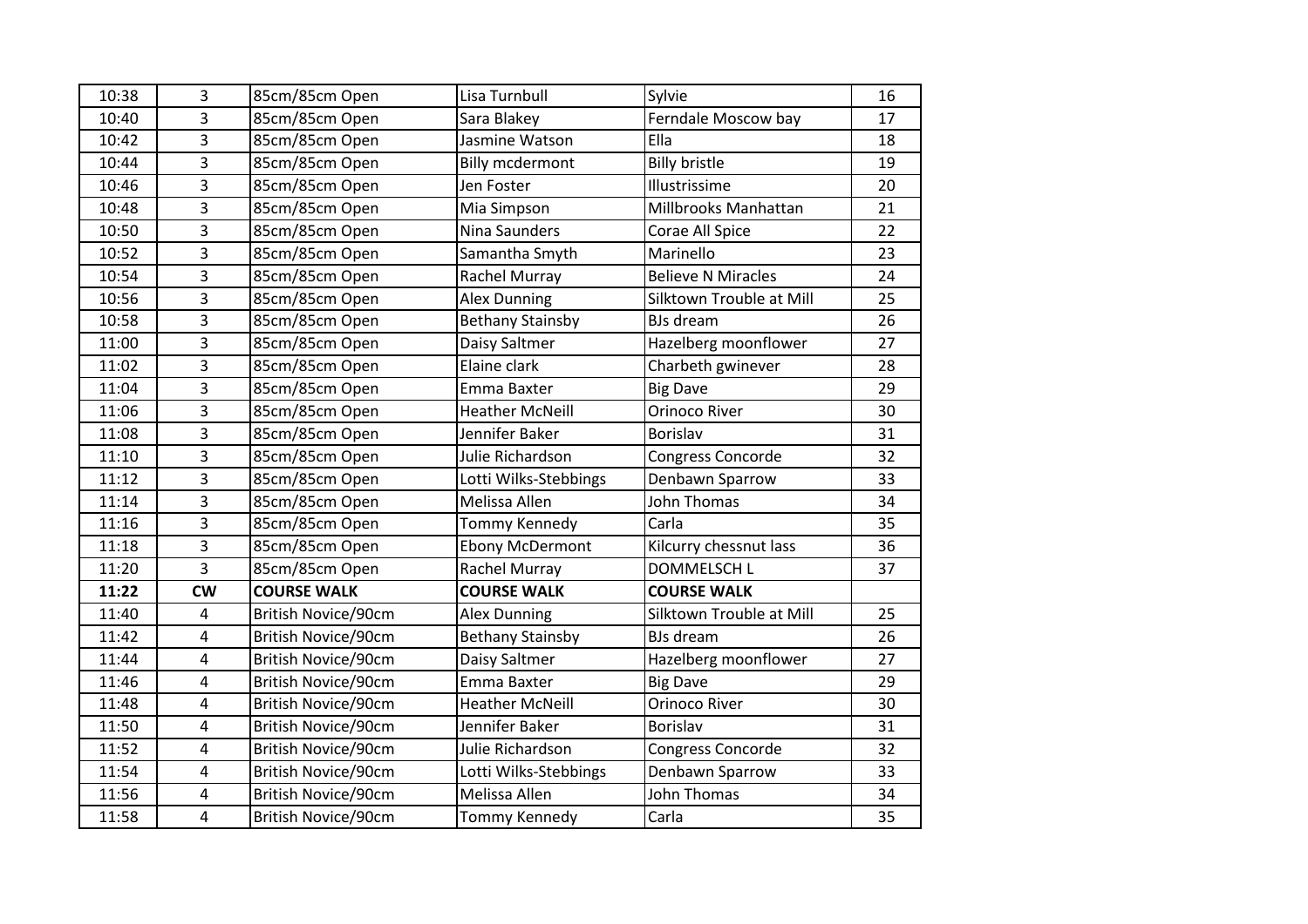| 10:38 | 3 | 85cm/85cm Open | Lisa Turnbull | Sylvie | 16 |
|---|---|---|---|---|---|
| 10:40 | 3 | 85cm/85cm Open | Sara Blakey | Ferndale Moscow bay | 17 |
| 10:42 | 3 | 85cm/85cm Open | Jasmine Watson | Ella | 18 |
| 10:44 | 3 | 85cm/85cm Open | Billy mcdermont | Billy bristle | 19 |
| 10:46 | 3 | 85cm/85cm Open | Jen Foster | Illustrissime | 20 |
| 10:48 | 3 | 85cm/85cm Open | Mia Simpson | Millbrooks Manhattan | 21 |
| 10:50 | 3 | 85cm/85cm Open | Nina Saunders | Corae All Spice | 22 |
| 10:52 | 3 | 85cm/85cm Open | Samantha Smyth | Marinello | 23 |
| 10:54 | 3 | 85cm/85cm Open | Rachel Murray | Believe N Miracles | 24 |
| 10:56 | 3 | 85cm/85cm Open | Alex Dunning | Silktown Trouble at Mill | 25 |
| 10:58 | 3 | 85cm/85cm Open | Bethany Stainsby | BJs dream | 26 |
| 11:00 | 3 | 85cm/85cm Open | Daisy Saltmer | Hazelberg moonflower | 27 |
| 11:02 | 3 | 85cm/85cm Open | Elaine clark | Charbeth gwinever | 28 |
| 11:04 | 3 | 85cm/85cm Open | Emma Baxter | Big Dave | 29 |
| 11:06 | 3 | 85cm/85cm Open | Heather McNeill | Orinoco River | 30 |
| 11:08 | 3 | 85cm/85cm Open | Jennifer Baker | Borislav | 31 |
| 11:10 | 3 | 85cm/85cm Open | Julie Richardson | Congress Concorde | 32 |
| 11:12 | 3 | 85cm/85cm Open | Lotti Wilks-Stebbings | Denbawn Sparrow | 33 |
| 11:14 | 3 | 85cm/85cm Open | Melissa Allen | John Thomas | 34 |
| 11:16 | 3 | 85cm/85cm Open | Tommy Kennedy | Carla | 35 |
| 11:18 | 3 | 85cm/85cm Open | Ebony McDermont | Kilcurry chessnut lass | 36 |
| 11:20 | 3 | 85cm/85cm Open | Rachel Murray | DOMMELSCH L | 37 |
| **11:22** | **CW** | **COURSE WALK** | **COURSE WALK** | **COURSE WALK** | |
| 11:40 | 4 | British Novice/90cm | Alex Dunning | Silktown Trouble at Mill | 25 |
| 11:42 | 4 | British Novice/90cm | Bethany Stainsby | BJs dream | 26 |
| 11:44 | 4 | British Novice/90cm | Daisy Saltmer | Hazelberg moonflower | 27 |
| 11:46 | 4 | British Novice/90cm | Emma Baxter | Big Dave | 29 |
| 11:48 | 4 | British Novice/90cm | Heather McNeill | Orinoco River | 30 |
| 11:50 | 4 | British Novice/90cm | Jennifer Baker | Borislav | 31 |
| 11:52 | 4 | British Novice/90cm | Julie Richardson | Congress Concorde | 32 |
| 11:54 | 4 | British Novice/90cm | Lotti Wilks-Stebbings | Denbawn Sparrow | 33 |
| 11:56 | 4 | British Novice/90cm | Melissa Allen | John Thomas | 34 |
| 11:58 | 4 | British Novice/90cm | Tommy Kennedy | Carla | 35 |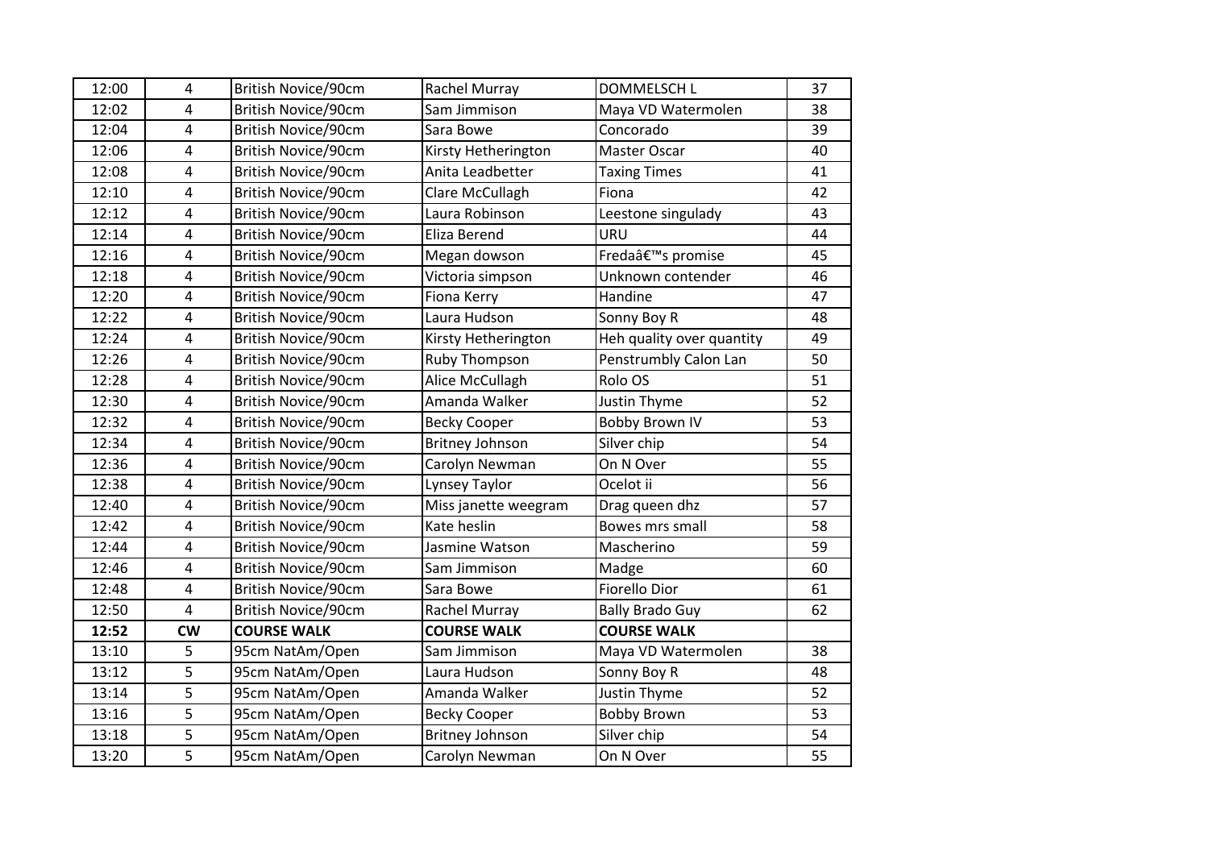| 12:00 | 4 | British Novice/90cm | Rachel Murray | DOMMELSCH L | 37 |
|---|---|---|---|---|---|
| 12:02 | 4 | British Novice/90cm | Sam Jimmison | Maya VD Watermolen | 38 |
| 12:04 | 4 | British Novice/90cm | Sara Bowe | Concorado | 39 |
| 12:06 | 4 | British Novice/90cm | Kirsty Hetherington | Master Oscar | 40 |
| 12:08 | 4 | British Novice/90cm | Anita Leadbetter | Taxing Times | 41 |
| 12:10 | 4 | British Novice/90cm | Clare McCullagh | Fiona | 42 |
| 12:12 | 4 | British Novice/90cm | Laura Robinson | Leestone singulady | 43 |
| 12:14 | 4 | British Novice/90cm | Eliza Berend | URU | 44 |
| 12:16 | 4 | British Novice/90cm | Megan dowson | Fredaâ€™s promise | 45 |
| 12:18 | 4 | British Novice/90cm | Victoria simpson | Unknown contender | 46 |
| 12:20 | 4 | British Novice/90cm | Fiona Kerry | Handine | 47 |
| 12:22 | 4 | British Novice/90cm | Laura Hudson | Sonny Boy R | 48 |
| 12:24 | 4 | British Novice/90cm | Kirsty Hetherington | Heh quality over quantity | 49 |
| 12:26 | 4 | British Novice/90cm | Ruby Thompson | Penstrumbly Calon Lan | 50 |
| 12:28 | 4 | British Novice/90cm | Alice McCullagh | Rolo OS | 51 |
| 12:30 | 4 | British Novice/90cm | Amanda Walker | Justin Thyme | 52 |
| 12:32 | 4 | British Novice/90cm | Becky Cooper | Bobby Brown IV | 53 |
| 12:34 | 4 | British Novice/90cm | Britney Johnson | Silver chip | 54 |
| 12:36 | 4 | British Novice/90cm | Carolyn Newman | On N Over | 55 |
| 12:38 | 4 | British Novice/90cm | Lynsey Taylor | Ocelot ii | 56 |
| 12:40 | 4 | British Novice/90cm | Miss janette weegram | Drag queen dhz | 57 |
| 12:42 | 4 | British Novice/90cm | Kate heslin | Bowes mrs small | 58 |
| 12:44 | 4 | British Novice/90cm | Jasmine Watson | Mascherino | 59 |
| 12:46 | 4 | British Novice/90cm | Sam Jimmison | Madge | 60 |
| 12:48 | 4 | British Novice/90cm | Sara Bowe | Fiorello Dior | 61 |
| 12:50 | 4 | British Novice/90cm | Rachel Murray | Bally Brado Guy | 62 |
| **12:52** | **CW** | **COURSE WALK** | **COURSE WALK** | **COURSE WALK** | |
| 13:10 | 5 | 95cm NatAm/Open | Sam Jimmison | Maya VD Watermolen | 38 |
| 13:12 | 5 | 95cm NatAm/Open | Laura Hudson | Sonny Boy R | 48 |
| 13:14 | 5 | 95cm NatAm/Open | Amanda Walker | Justin Thyme | 52 |
| 13:16 | 5 | 95cm NatAm/Open | Becky Cooper | Bobby Brown | 53 |
| 13:18 | 5 | 95cm NatAm/Open | Britney Johnson | Silver chip | 54 |
| 13:20 | 5 | 95cm NatAm/Open | Carolyn Newman | On N Over | 55 |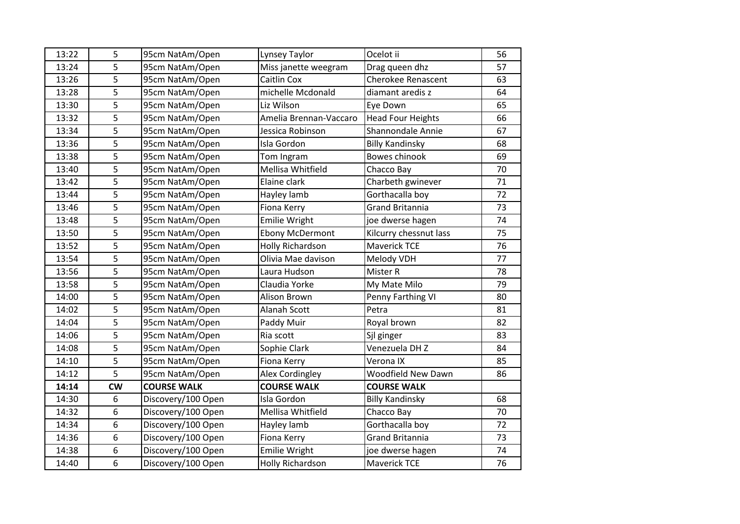| 13:22 | 5 | 95cm NatAm/Open | Lynsey Taylor | Ocelot ii | 56 |
|---|---|---|---|---|---|
| 13:24 | 5 | 95cm NatAm/Open | Miss janette weegram | Drag queen dhz | 57 |
| 13:26 | 5 | 95cm NatAm/Open | Caitlin Cox | Cherokee Renascent | 63 |
| 13:28 | 5 | 95cm NatAm/Open | michelle Mcdonald | diamant aredis z | 64 |
| 13:30 | 5 | 95cm NatAm/Open | Liz Wilson | Eye Down | 65 |
| 13:32 | 5 | 95cm NatAm/Open | Amelia Brennan-Vaccaro | Head Four Heights | 66 |
| 13:34 | 5 | 95cm NatAm/Open | Jessica Robinson | Shannondale Annie | 67 |
| 13:36 | 5 | 95cm NatAm/Open | Isla Gordon | Billy Kandinsky | 68 |
| 13:38 | 5 | 95cm NatAm/Open | Tom Ingram | Bowes chinook | 69 |
| 13:40 | 5 | 95cm NatAm/Open | Mellisa Whitfield | Chacco Bay | 70 |
| 13:42 | 5 | 95cm NatAm/Open | Elaine clark | Charbeth gwinever | 71 |
| 13:44 | 5 | 95cm NatAm/Open | Hayley lamb | Gorthacalla boy | 72 |
| 13:46 | 5 | 95cm NatAm/Open | Fiona Kerry | Grand Britannia | 73 |
| 13:48 | 5 | 95cm NatAm/Open | Emilie Wright | joe dwerse hagen | 74 |
| 13:50 | 5 | 95cm NatAm/Open | Ebony McDermont | Kilcurry chessnut lass | 75 |
| 13:52 | 5 | 95cm NatAm/Open | Holly Richardson | Maverick TCE | 76 |
| 13:54 | 5 | 95cm NatAm/Open | Olivia Mae davison | Melody VDH | 77 |
| 13:56 | 5 | 95cm NatAm/Open | Laura Hudson | Mister R | 78 |
| 13:58 | 5 | 95cm NatAm/Open | Claudia Yorke | My Mate Milo | 79 |
| 14:00 | 5 | 95cm NatAm/Open | Alison Brown | Penny Farthing VI | 80 |
| 14:02 | 5 | 95cm NatAm/Open | Alanah Scott | Petra | 81 |
| 14:04 | 5 | 95cm NatAm/Open | Paddy Muir | Royal brown | 82 |
| 14:06 | 5 | 95cm NatAm/Open | Ria scott | Sjl ginger | 83 |
| 14:08 | 5 | 95cm NatAm/Open | Sophie Clark | Venezuela DH Z | 84 |
| 14:10 | 5 | 95cm NatAm/Open | Fiona Kerry | Verona IX | 85 |
| 14:12 | 5 | 95cm NatAm/Open | Alex Cordingley | Woodfield New Dawn | 86 |
| **14:14** | **CW** | **COURSE WALK** | **COURSE WALK** | **COURSE WALK** | |
| 14:30 | 6 | Discovery/100 Open | Isla Gordon | Billy Kandinsky | 68 |
| 14:32 | 6 | Discovery/100 Open | Mellisa Whitfield | Chacco Bay | 70 |
| 14:34 | 6 | Discovery/100 Open | Hayley lamb | Gorthacalla boy | 72 |
| 14:36 | 6 | Discovery/100 Open | Fiona Kerry | Grand Britannia | 73 |
| 14:38 | 6 | Discovery/100 Open | Emilie Wright | joe dwerse hagen | 74 |
| 14:40 | 6 | Discovery/100 Open | Holly Richardson | Maverick TCE | 76 |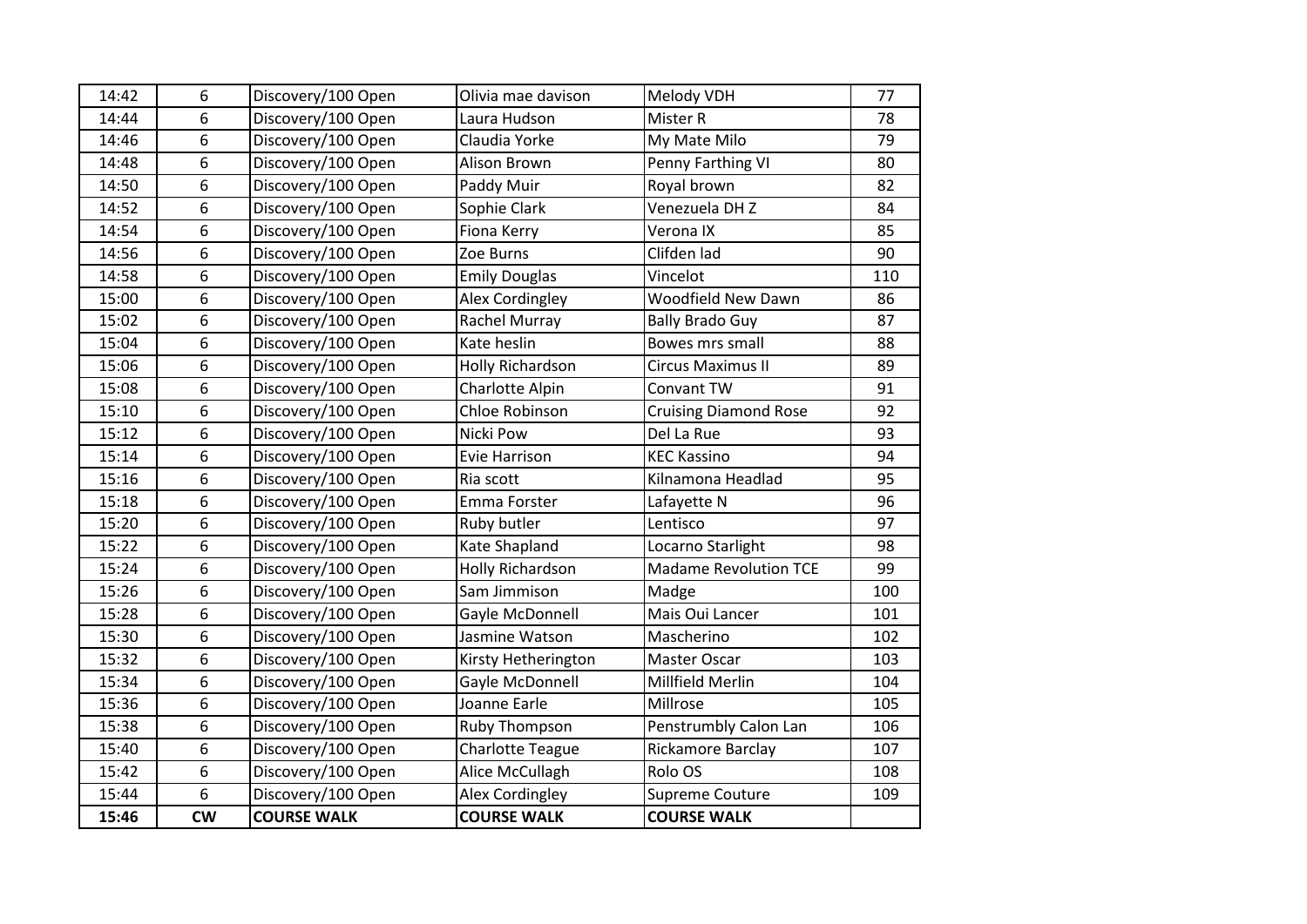| 14:42 | 6 | Discovery/100 Open | Olivia mae davison | Melody VDH | 77 |
|---|---|---|---|---|---|
| 14:44 | 6 | Discovery/100 Open | Laura Hudson | Mister R | 78 |
| 14:46 | 6 | Discovery/100 Open | Claudia Yorke | My Mate Milo | 79 |
| 14:48 | 6 | Discovery/100 Open | Alison Brown | Penny Farthing VI | 80 |
| 14:50 | 6 | Discovery/100 Open | Paddy Muir | Royal brown | 82 |
| 14:52 | 6 | Discovery/100 Open | Sophie Clark | Venezuela DH Z | 84 |
| 14:54 | 6 | Discovery/100 Open | Fiona Kerry | Verona IX | 85 |
| 14:56 | 6 | Discovery/100 Open | Zoe Burns | Clifden lad | 90 |
| 14:58 | 6 | Discovery/100 Open | Emily Douglas | Vincelot | 110 |
| 15:00 | 6 | Discovery/100 Open | Alex Cordingley | Woodfield New Dawn | 86 |
| 15:02 | 6 | Discovery/100 Open | Rachel Murray | Bally Brado Guy | 87 |
| 15:04 | 6 | Discovery/100 Open | Kate heslin | Bowes mrs small | 88 |
| 15:06 | 6 | Discovery/100 Open | Holly Richardson | Circus Maximus II | 89 |
| 15:08 | 6 | Discovery/100 Open | Charlotte Alpin | Convant TW | 91 |
| 15:10 | 6 | Discovery/100 Open | Chloe Robinson | Cruising Diamond Rose | 92 |
| 15:12 | 6 | Discovery/100 Open | Nicki Pow | Del La Rue | 93 |
| 15:14 | 6 | Discovery/100 Open | Evie Harrison | KEC Kassino | 94 |
| 15:16 | 6 | Discovery/100 Open | Ria scott | Kilnamona Headlad | 95 |
| 15:18 | 6 | Discovery/100 Open | Emma Forster | Lafayette N | 96 |
| 15:20 | 6 | Discovery/100 Open | Ruby butler | Lentisco | 97 |
| 15:22 | 6 | Discovery/100 Open | Kate Shapland | Locarno Starlight | 98 |
| 15:24 | 6 | Discovery/100 Open | Holly Richardson | Madame Revolution TCE | 99 |
| 15:26 | 6 | Discovery/100 Open | Sam Jimmison | Madge | 100 |
| 15:28 | 6 | Discovery/100 Open | Gayle McDonnell | Mais Oui Lancer | 101 |
| 15:30 | 6 | Discovery/100 Open | Jasmine Watson | Mascherino | 102 |
| 15:32 | 6 | Discovery/100 Open | Kirsty Hetherington | Master Oscar | 103 |
| 15:34 | 6 | Discovery/100 Open | Gayle McDonnell | Millfield Merlin | 104 |
| 15:36 | 6 | Discovery/100 Open | Joanne Earle | Millrose | 105 |
| 15:38 | 6 | Discovery/100 Open | Ruby Thompson | Penstrumbly Calon Lan | 106 |
| 15:40 | 6 | Discovery/100 Open | Charlotte Teague | Rickamore Barclay | 107 |
| 15:42 | 6 | Discovery/100 Open | Alice McCullagh | Rolo OS | 108 |
| 15:44 | 6 | Discovery/100 Open | Alex Cordingley | Supreme Couture | 109 |
| **15:46** | **CW** | **COURSE WALK** | **COURSE WALK** | **COURSE WALK** | |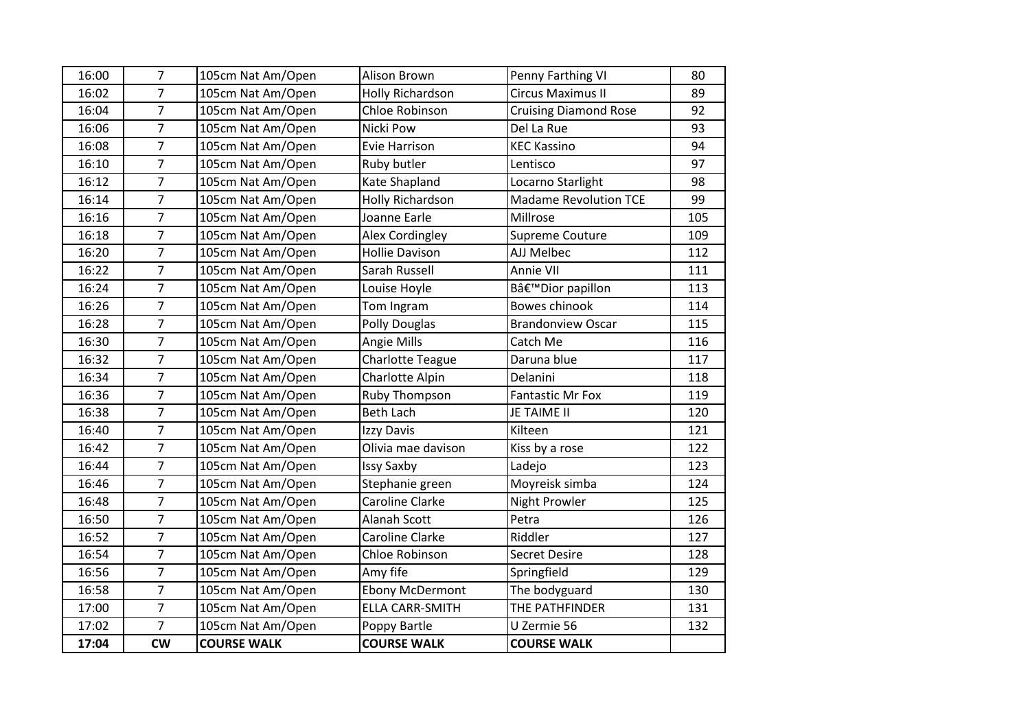| 16:00 | 7 | 105cm Nat Am/Open | Alison Brown | Penny Farthing VI | 80 |
|---|---|---|---|---|---|
| 16:02 | 7 | 105cm Nat Am/Open | Holly Richardson | Circus Maximus II | 89 |
| 16:04 | 7 | 105cm Nat Am/Open | Chloe Robinson | Cruising Diamond Rose | 92 |
| 16:06 | 7 | 105cm Nat Am/Open | Nicki Pow | Del La Rue | 93 |
| 16:08 | 7 | 105cm Nat Am/Open | Evie Harrison | KEC Kassino | 94 |
| 16:10 | 7 | 105cm Nat Am/Open | Ruby butler | Lentisco | 97 |
| 16:12 | 7 | 105cm Nat Am/Open | Kate Shapland | Locarno Starlight | 98 |
| 16:14 | 7 | 105cm Nat Am/Open | Holly Richardson | Madame Revolution TCE | 99 |
| 16:16 | 7 | 105cm Nat Am/Open | Joanne Earle | Millrose | 105 |
| 16:18 | 7 | 105cm Nat Am/Open | Alex Cordingley | Supreme Couture | 109 |
| 16:20 | 7 | 105cm Nat Am/Open | Hollie Davison | AJJ Melbec | 112 |
| 16:22 | 7 | 105cm Nat Am/Open | Sarah Russell | Annie VII | 111 |
| 16:24 | 7 | 105cm Nat Am/Open | Louise Hoyle | Bâ€™Dior papillon | 113 |
| 16:26 | 7 | 105cm Nat Am/Open | Tom Ingram | Bowes chinook | 114 |
| 16:28 | 7 | 105cm Nat Am/Open | Polly Douglas | Brandonview Oscar | 115 |
| 16:30 | 7 | 105cm Nat Am/Open | Angie Mills | Catch Me | 116 |
| 16:32 | 7 | 105cm Nat Am/Open | Charlotte Teague | Daruna blue | 117 |
| 16:34 | 7 | 105cm Nat Am/Open | Charlotte Alpin | Delanini | 118 |
| 16:36 | 7 | 105cm Nat Am/Open | Ruby Thompson | Fantastic Mr Fox | 119 |
| 16:38 | 7 | 105cm Nat Am/Open | Beth Lach | JE TAIME II | 120 |
| 16:40 | 7 | 105cm Nat Am/Open | Izzy Davis | Kilteen | 121 |
| 16:42 | 7 | 105cm Nat Am/Open | Olivia mae davison | Kiss by a rose | 122 |
| 16:44 | 7 | 105cm Nat Am/Open | Issy Saxby | Ladejo | 123 |
| 16:46 | 7 | 105cm Nat Am/Open | Stephanie green | Moyreisk simba | 124 |
| 16:48 | 7 | 105cm Nat Am/Open | Caroline Clarke | Night Prowler | 125 |
| 16:50 | 7 | 105cm Nat Am/Open | Alanah Scott | Petra | 126 |
| 16:52 | 7 | 105cm Nat Am/Open | Caroline Clarke | Riddler | 127 |
| 16:54 | 7 | 105cm Nat Am/Open | Chloe Robinson | Secret Desire | 128 |
| 16:56 | 7 | 105cm Nat Am/Open | Amy fife | Springfield | 129 |
| 16:58 | 7 | 105cm Nat Am/Open | Ebony McDermont | The bodyguard | 130 |
| 17:00 | 7 | 105cm Nat Am/Open | ELLA CARR-SMITH | THE PATHFINDER | 131 |
| 17:02 | 7 | 105cm Nat Am/Open | Poppy Bartle | U Zermie 56 | 132 |
| **17:04** | **CW** | **COURSE WALK** | **COURSE WALK** | **COURSE WALK** | |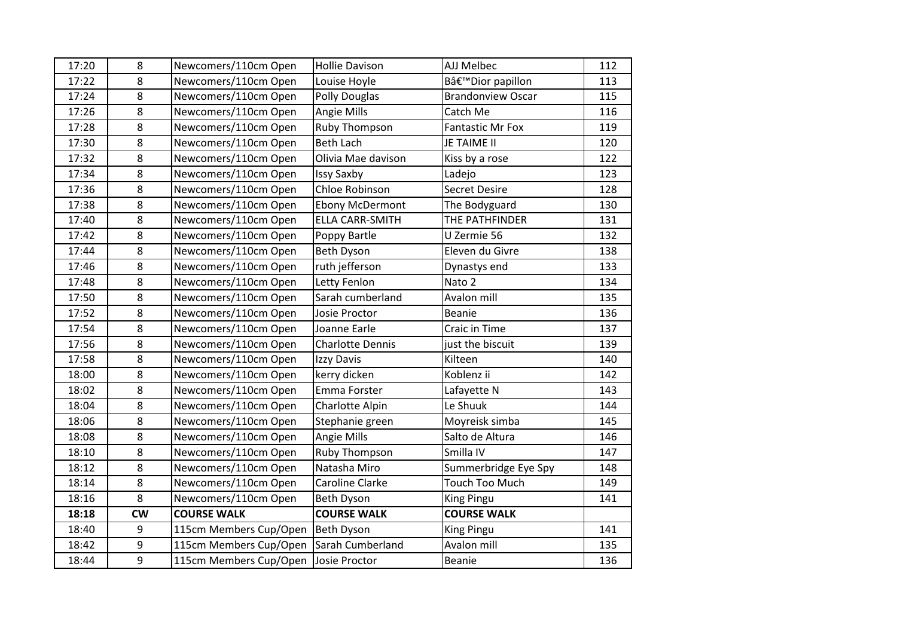| 17:20 | 8 | Newcomers/110cm Open | Hollie Davison | AJJ Melbec | 112 |
|---|---|---|---|---|---|
| 17:22 | 8 | Newcomers/110cm Open | Louise Hoyle | Bâ€™Dior papillon | 113 |
| 17:24 | 8 | Newcomers/110cm Open | Polly Douglas | Brandonview Oscar | 115 |
| 17:26 | 8 | Newcomers/110cm Open | Angie Mills | Catch Me | 116 |
| 17:28 | 8 | Newcomers/110cm Open | Ruby Thompson | Fantastic Mr Fox | 119 |
| 17:30 | 8 | Newcomers/110cm Open | Beth Lach | JE TAIME II | 120 |
| 17:32 | 8 | Newcomers/110cm Open | Olivia Mae davison | Kiss by a rose | 122 |
| 17:34 | 8 | Newcomers/110cm Open | Issy Saxby | Ladejo | 123 |
| 17:36 | 8 | Newcomers/110cm Open | Chloe Robinson | Secret Desire | 128 |
| 17:38 | 8 | Newcomers/110cm Open | Ebony McDermont | The Bodyguard | 130 |
| 17:40 | 8 | Newcomers/110cm Open | ELLA CARR-SMITH | THE PATHFINDER | 131 |
| 17:42 | 8 | Newcomers/110cm Open | Poppy Bartle | U Zermie 56 | 132 |
| 17:44 | 8 | Newcomers/110cm Open | Beth Dyson | Eleven du Givre | 138 |
| 17:46 | 8 | Newcomers/110cm Open | ruth jefferson | Dynastys end | 133 |
| 17:48 | 8 | Newcomers/110cm Open | Letty Fenlon | Nato 2 | 134 |
| 17:50 | 8 | Newcomers/110cm Open | Sarah cumberland | Avalon mill | 135 |
| 17:52 | 8 | Newcomers/110cm Open | Josie Proctor | Beanie | 136 |
| 17:54 | 8 | Newcomers/110cm Open | Joanne Earle | Craic in Time | 137 |
| 17:56 | 8 | Newcomers/110cm Open | Charlotte Dennis | just the biscuit | 139 |
| 17:58 | 8 | Newcomers/110cm Open | Izzy Davis | Kilteen | 140 |
| 18:00 | 8 | Newcomers/110cm Open | kerry dicken | Koblenz ii | 142 |
| 18:02 | 8 | Newcomers/110cm Open | Emma Forster | Lafayette N | 143 |
| 18:04 | 8 | Newcomers/110cm Open | Charlotte Alpin | Le Shuuk | 144 |
| 18:06 | 8 | Newcomers/110cm Open | Stephanie green | Moyreisk simba | 145 |
| 18:08 | 8 | Newcomers/110cm Open | Angie Mills | Salto de Altura | 146 |
| 18:10 | 8 | Newcomers/110cm Open | Ruby Thompson | Smilla IV | 147 |
| 18:12 | 8 | Newcomers/110cm Open | Natasha Miro | Summerbridge Eye Spy | 148 |
| 18:14 | 8 | Newcomers/110cm Open | Caroline Clarke | Touch Too Much | 149 |
| 18:16 | 8 | Newcomers/110cm Open | Beth Dyson | King Pingu | 141 |
| **18:18** | **CW** | **COURSE WALK** | **COURSE WALK** | **COURSE WALK** | |
| 18:40 | 9 | 115cm Members Cup/Open | Beth Dyson | King Pingu | 141 |
| 18:42 | 9 | 115cm Members Cup/Open | Sarah Cumberland | Avalon mill | 135 |
| 18:44 | 9 | 115cm Members Cup/Open | Josie Proctor | Beanie | 136 |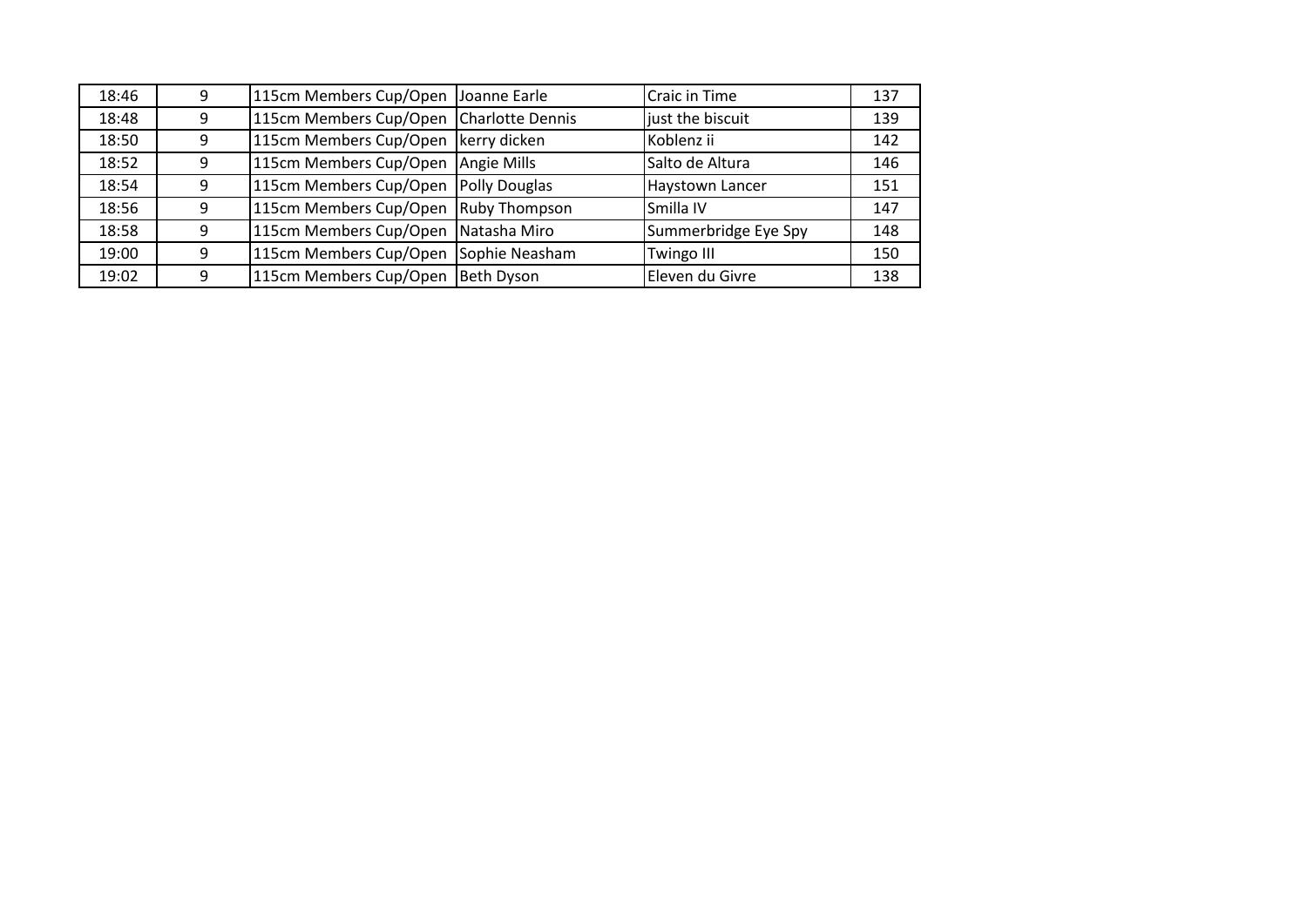| | | | | | |
|---|---|---|---|---|---|
| 18:46 | 9 | 115cm Members Cup/Open | Joanne Earle | Craic in Time | 137 |
| 18:48 | 9 | 115cm Members Cup/Open | Charlotte Dennis | just the biscuit | 139 |
| 18:50 | 9 | 115cm Members Cup/Open | kerry dicken | Koblenz ii | 142 |
| 18:52 | 9 | 115cm Members Cup/Open | Angie Mills | Salto de Altura | 146 |
| 18:54 | 9 | 115cm Members Cup/Open | Polly Douglas | Haystown Lancer | 151 |
| 18:56 | 9 | 115cm Members Cup/Open | Ruby Thompson | Smilla IV | 147 |
| 18:58 | 9 | 115cm Members Cup/Open | Natasha Miro | Summerbridge Eye Spy | 148 |
| 19:00 | 9 | 115cm Members Cup/Open | Sophie Neasham | Twingo III | 150 |
| 19:02 | 9 | 115cm Members Cup/Open | Beth Dyson | Eleven du Givre | 138 |